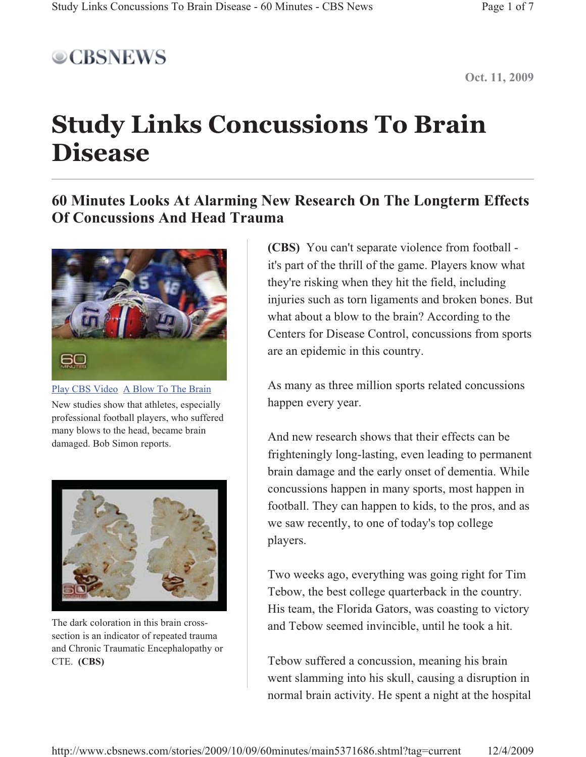CBSNEWS

Oct. 11, 2009

# Study Links Concussions To Brain Disease

## 60 Minutes Looks At Alarming New Research On The Longterm Effects Of Concussions And Head Trauma

Play CBS Video  A Blow To The Brain

New studies show that athletes, especially professional football players, who suffered many blows to the head, became brain damaged. Bob Simon reports.

The dark coloration in this brain cross-section is an indicator of repeated trauma and Chronic Traumatic Encephalopathy or CTE. **(CBS)**

**(CBS)** You can't separate violence from football - it's part of the thrill of the game. Players know what they're risking when they hit the field, including injuries such as torn ligaments and broken bones. But what about a blow to the brain? According to the Centers for Disease Control, concussions from sports are an epidemic in this country.

As many as three million sports related concussions happen every year.

And new research shows that their effects can be frighteningly long-lasting, even leading to permanent brain damage and the early onset of dementia. While concussions happen in many sports, most happen in football. They can happen to kids, to the pros, and as we saw recently, to one of today's top college players.

Two weeks ago, everything was going right for Tim Tebow, the best college quarterback in the country. His team, the Florida Gators, was coasting to victory and Tebow seemed invincible, until he took a hit.

Tebow suffered a concussion, meaning his brain went slamming into his skull, causing a disruption in normal brain activity. He spent a night at the hospital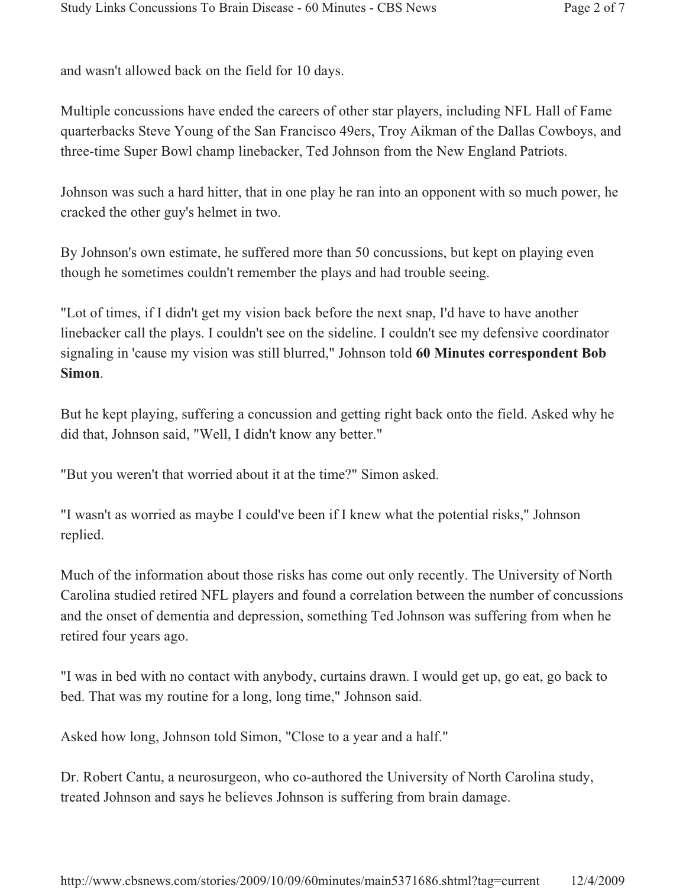and wasn't allowed back on the field for 10 days.

Multiple concussions have ended the careers of other star players, including NFL Hall of Fame quarterbacks Steve Young of the San Francisco 49ers, Troy Aikman of the Dallas Cowboys, and three-time Super Bowl champ linebacker, Ted Johnson from the New England Patriots.

Johnson was such a hard hitter, that in one play he ran into an opponent with so much power, he cracked the other guy's helmet in two.

By Johnson's own estimate, he suffered more than 50 concussions, but kept on playing even though he sometimes couldn't remember the plays and had trouble seeing.

"Lot of times, if I didn't get my vision back before the next snap, I'd have to have another linebacker call the plays. I couldn't see on the sideline. I couldn't see my defensive coordinator signaling in 'cause my vision was still blurred," Johnson told **60 Minutes correspondent Bob Simon**.

But he kept playing, suffering a concussion and getting right back onto the field. Asked why he did that, Johnson said, "Well, I didn't know any better."

"But you weren't that worried about it at the time?" Simon asked.

"I wasn't as worried as maybe I could've been if I knew what the potential risks," Johnson replied.

Much of the information about those risks has come out only recently. The University of North Carolina studied retired NFL players and found a correlation between the number of concussions and the onset of dementia and depression, something Ted Johnson was suffering from when he retired four years ago.

"I was in bed with no contact with anybody, curtains drawn. I would get up, go eat, go back to bed. That was my routine for a long, long time," Johnson said.

Asked how long, Johnson told Simon, "Close to a year and a half."

Dr. Robert Cantu, a neurosurgeon, who co-authored the University of North Carolina study, treated Johnson and says he believes Johnson is suffering from brain damage.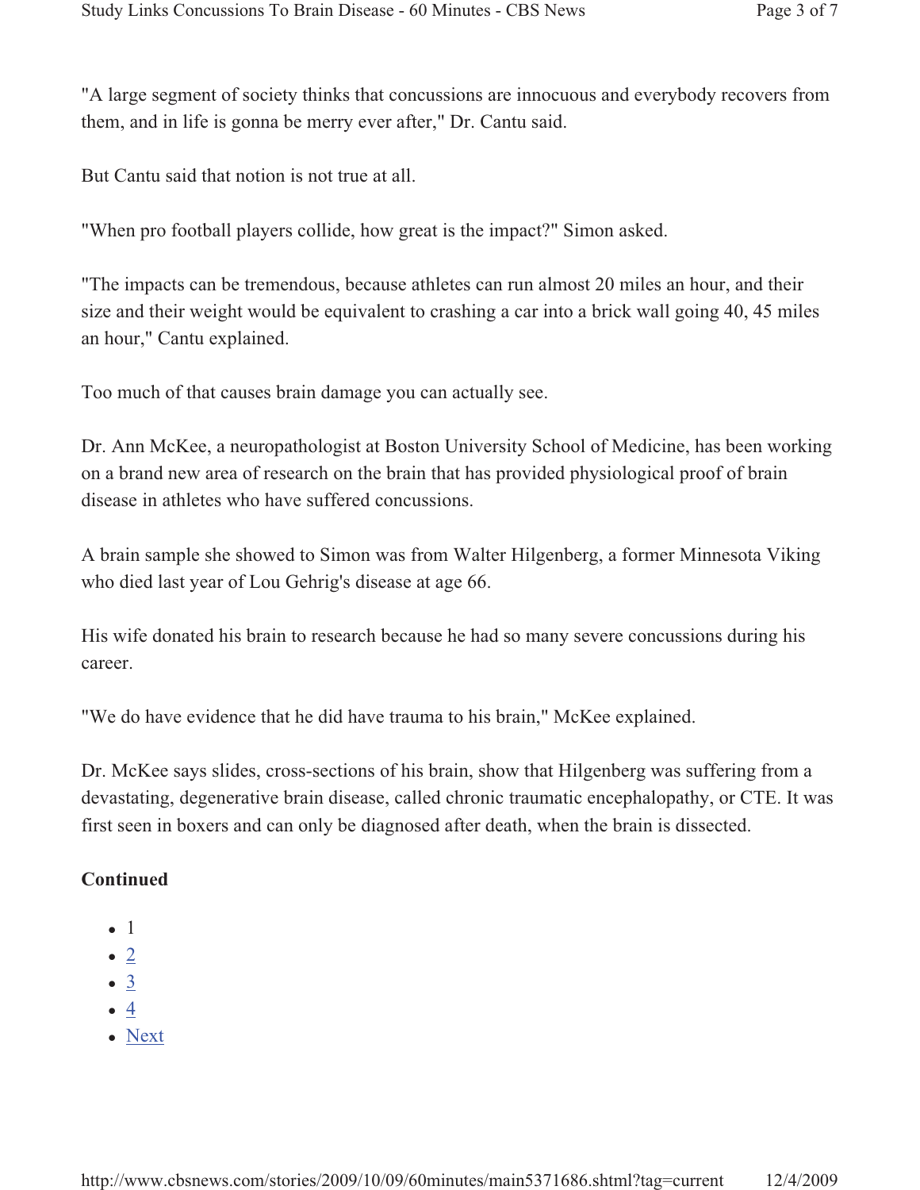"A large segment of society thinks that concussions are innocuous and everybody recovers from them, and in life is gonna be merry ever after," Dr. Cantu said.

But Cantu said that notion is not true at all.

"When pro football players collide, how great is the impact?" Simon asked.

"The impacts can be tremendous, because athletes can run almost 20 miles an hour, and their size and their weight would be equivalent to crashing a car into a brick wall going 40, 45 miles an hour," Cantu explained.

Too much of that causes brain damage you can actually see.

Dr. Ann McKee, a neuropathologist at Boston University School of Medicine, has been working on a brand new area of research on the brain that has provided physiological proof of brain disease in athletes who have suffered concussions.

A brain sample she showed to Simon was from Walter Hilgenberg, a former Minnesota Viking who died last year of Lou Gehrig's disease at age 66.

His wife donated his brain to research because he had so many severe concussions during his career.

"We do have evidence that he did have trauma to his brain," McKee explained.

Dr. McKee says slides, cross-sections of his brain, show that Hilgenberg was suffering from a devastating, degenerative brain disease, called chronic traumatic encephalopathy, or CTE. It was first seen in boxers and can only be diagnosed after death, when the brain is dissected.

**Continued**

- 1
- 2
- 3
- 4
- Next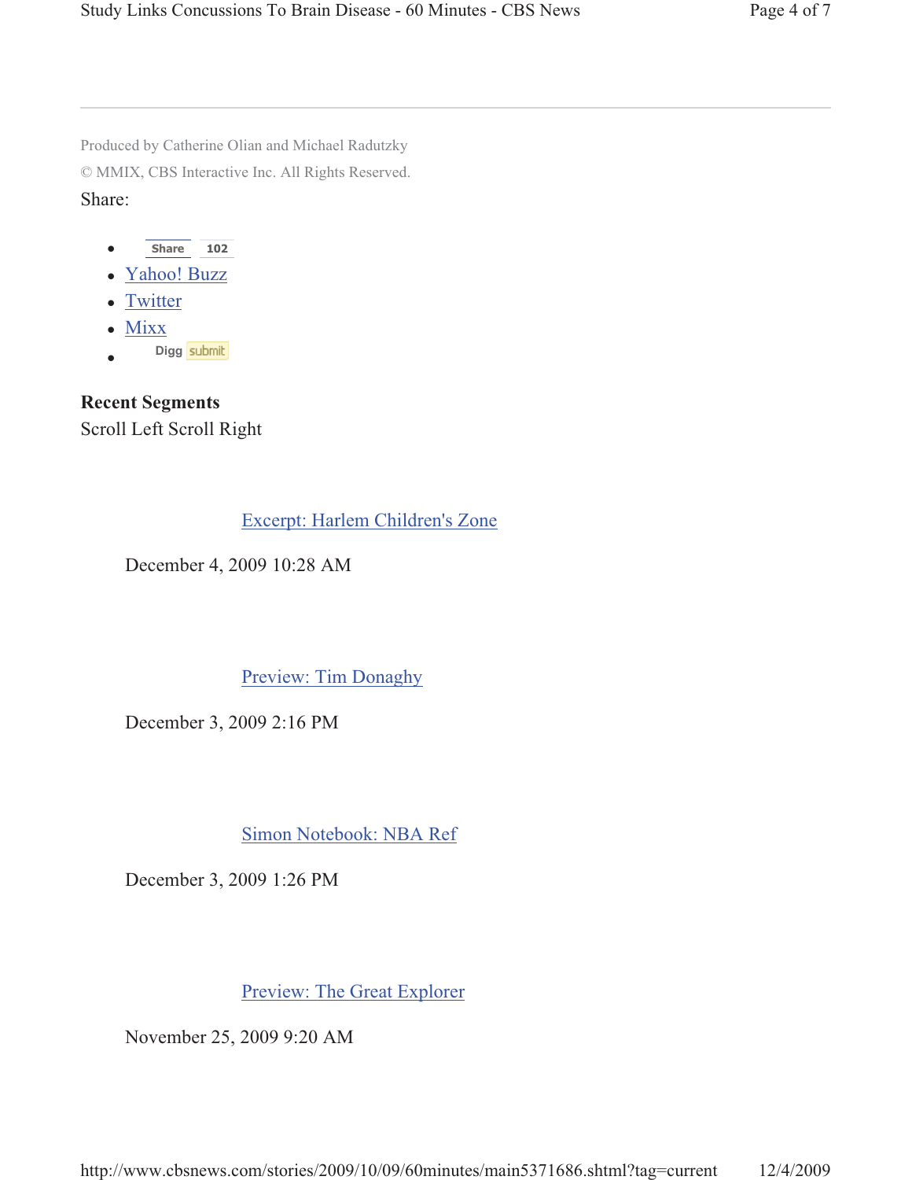Produced by Catherine Olian and Michael Radutzky

© MMIX, CBS Interactive Inc. All Rights Reserved.

Share:

- Share 102
- Yahoo! Buzz
- Twitter
- Mixx
- Digg submit

**Recent Segments**

Scroll Left Scroll Right

Excerpt: Harlem Children's Zone

December 4, 2009 10:28 AM

Preview: Tim Donaghy

December 3, 2009 2:16 PM

Simon Notebook: NBA Ref

December 3, 2009 1:26 PM

Preview: The Great Explorer

November 25, 2009 9:20 AM